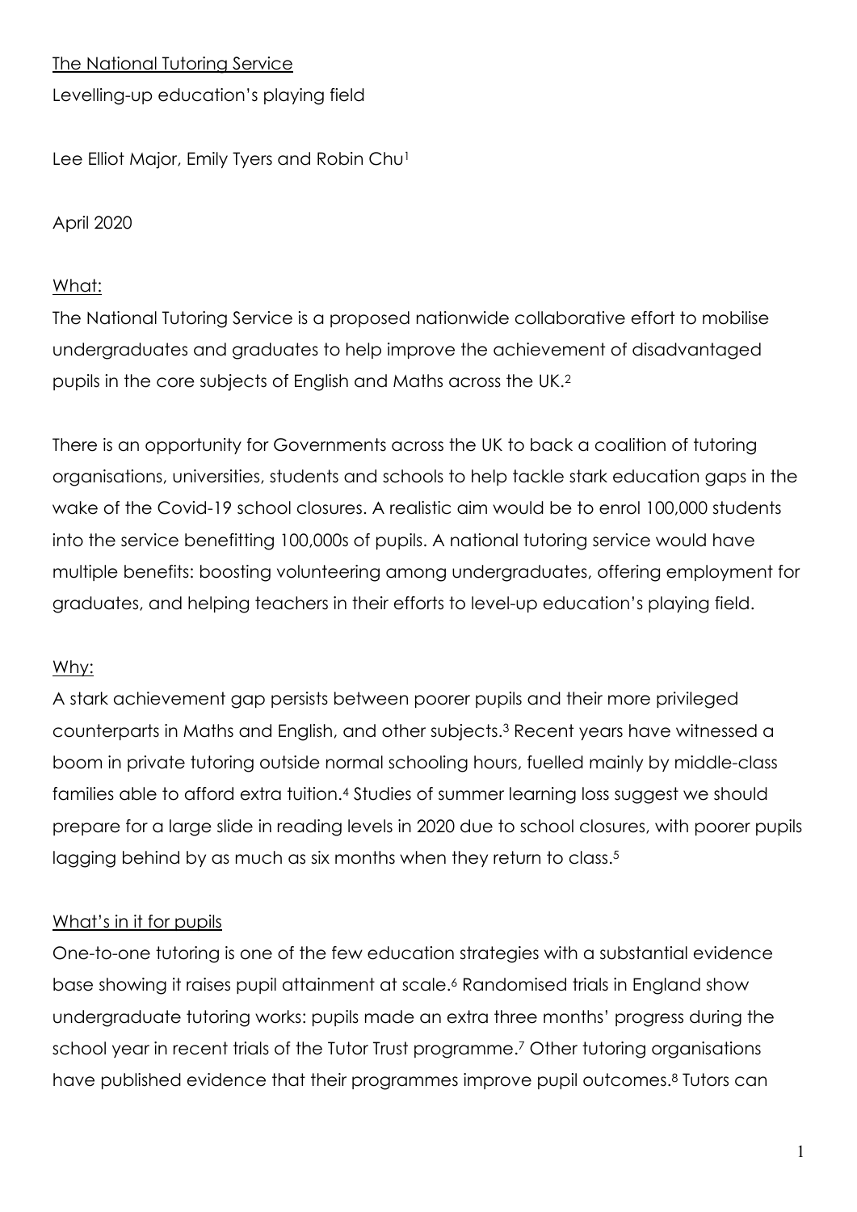# The National Tutoring Service

Levelling-up education's playing field

Lee Elliot Major, Emily Tyers and Robin Chu[1]

April 2020

## What:

The National Tutoring Service is a proposed nationwide collaborative effort to mobilise undergraduates and graduates to help improve the achievement of disadvantaged pupils in the core subjects of English and Maths across the UK.[2]

There is an opportunity for Governments across the UK to back a coalition of tutoring organisations, universities, students and schools to help tackle stark education gaps in the wake of the Covid-19 school closures. A realistic aim would be to enrol 100,000 students into the service benefitting 100,000s of pupils. A national tutoring service would have multiple benefits: boosting volunteering among undergraduates, offering employment for graduates, and helping teachers in their efforts to level-up education's playing field.

## Why:

A stark achievement gap persists between poorer pupils and their more privileged counterparts in Maths and English, and other subjects.[3] Recent years have witnessed a boom in private tutoring outside normal schooling hours, fuelled mainly by middle-class families able to afford extra tuition.[4] Studies of summer learning loss suggest we should prepare for a large slide in reading levels in 2020 due to school closures, with poorer pupils lagging behind by as much as six months when they return to class.[5]

## What's in it for pupils

One-to-one tutoring is one of the few education strategies with a substantial evidence base showing it raises pupil attainment at scale.[6] Randomised trials in England show undergraduate tutoring works: pupils made an extra three months' progress during the school year in recent trials of the Tutor Trust programme.[7] Other tutoring organisations have published evidence that their programmes improve pupil outcomes.[8] Tutors can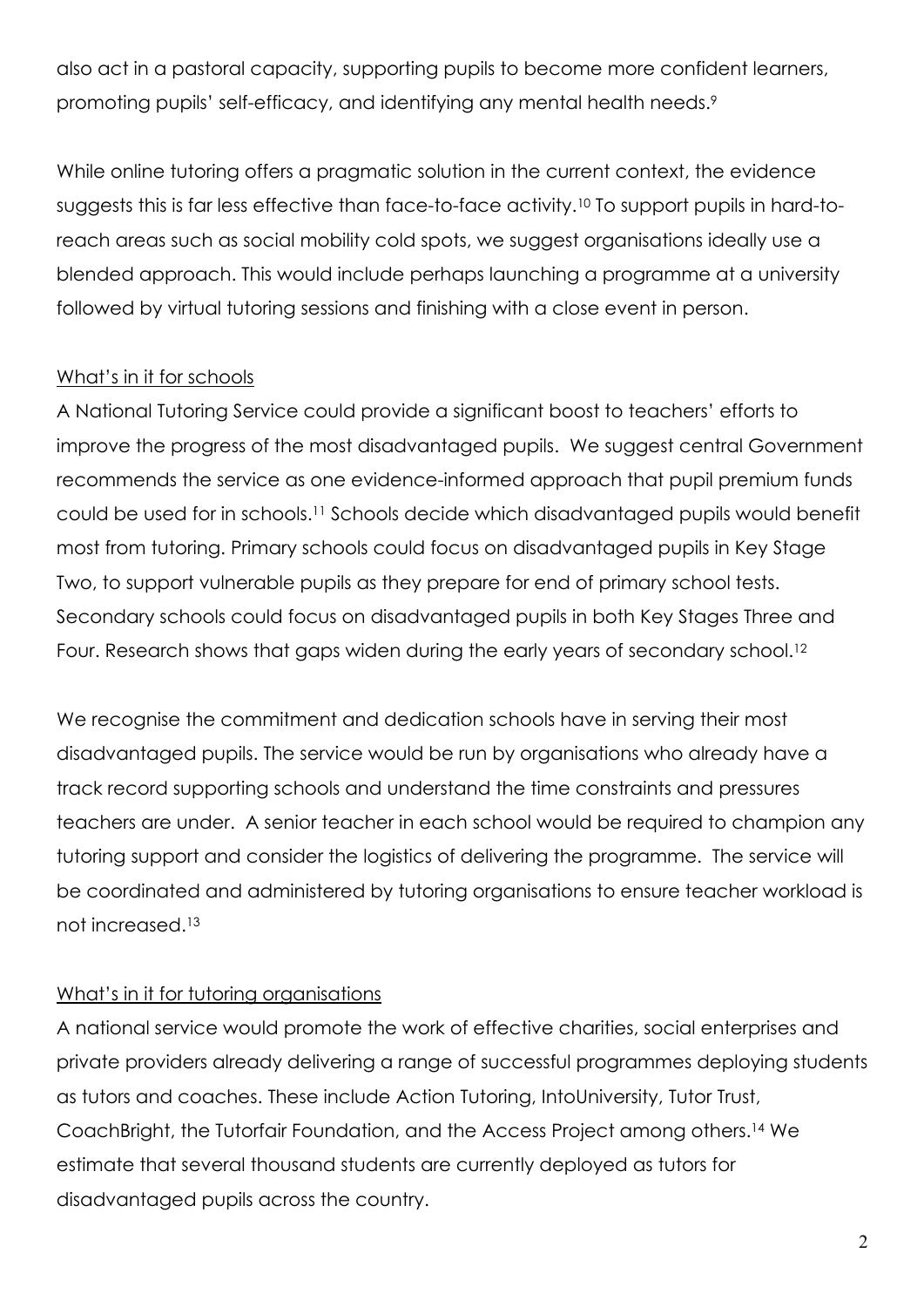also act in a pastoral capacity, supporting pupils to become more confident learners, promoting pupils' self-efficacy, and identifying any mental health needs.[9]

While online tutoring offers a pragmatic solution in the current context, the evidence suggests this is far less effective than face-to-face activity.[10] To support pupils in hard-to-reach areas such as social mobility cold spots, we suggest organisations ideally use a blended approach. This would include perhaps launching a programme at a university followed by virtual tutoring sessions and finishing with a close event in person.

<u>What's in it for schools</u>

A National Tutoring Service could provide a significant boost to teachers' efforts to improve the progress of the most disadvantaged pupils. We suggest central Government recommends the service as one evidence-informed approach that pupil premium funds could be used for in schools.[11] Schools decide which disadvantaged pupils would benefit most from tutoring. Primary schools could focus on disadvantaged pupils in Key Stage Two, to support vulnerable pupils as they prepare for end of primary school tests. Secondary schools could focus on disadvantaged pupils in both Key Stages Three and Four. Research shows that gaps widen during the early years of secondary school.[12]

We recognise the commitment and dedication schools have in serving their most disadvantaged pupils. The service would be run by organisations who already have a track record supporting schools and understand the time constraints and pressures teachers are under. A senior teacher in each school would be required to champion any tutoring support and consider the logistics of delivering the programme. The service will be coordinated and administered by tutoring organisations to ensure teacher workload is not increased.[13]

<u>What's in it for tutoring organisations</u>

A national service would promote the work of effective charities, social enterprises and private providers already delivering a range of successful programmes deploying students as tutors and coaches. These include Action Tutoring, IntoUniversity, Tutor Trust, CoachBright, the Tutorfair Foundation, and the Access Project among others.[14] We estimate that several thousand students are currently deployed as tutors for disadvantaged pupils across the country.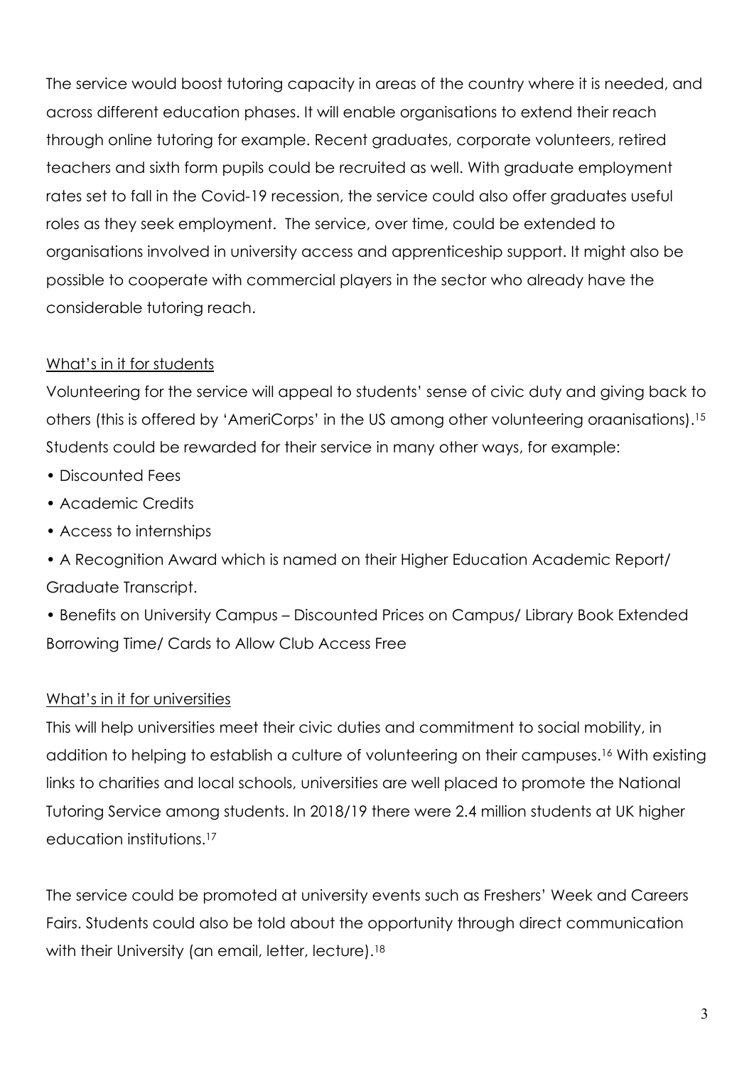The service would boost tutoring capacity in areas of the country where it is needed, and across different education phases. It will enable organisations to extend their reach through online tutoring for example. Recent graduates, corporate volunteers, retired teachers and sixth form pupils could be recruited as well. With graduate employment rates set to fall in the Covid-19 recession, the service could also offer graduates useful roles as they seek employment. The service, over time, could be extended to organisations involved in university access and apprenticeship support. It might also be possible to cooperate with commercial players in the sector who already have the considerable tutoring reach.

## What's in it for students

Volunteering for the service will appeal to students' sense of civic duty and giving back to others (this is offered by 'AmeriCorps' in the US among other volunteering oraanisations).[15] Students could be rewarded for their service in many other ways, for example:

- Discounted Fees
- Academic Credits
- Access to internships
- A Recognition Award which is named on their Higher Education Academic Report/ Graduate Transcript.
- Benefits on University Campus – Discounted Prices on Campus/ Library Book Extended Borrowing Time/ Cards to Allow Club Access Free

## What's in it for universities

This will help universities meet their civic duties and commitment to social mobility, in addition to helping to establish a culture of volunteering on their campuses.[16] With existing links to charities and local schools, universities are well placed to promote the National Tutoring Service among students. In 2018/19 there were 2.4 million students at UK higher education institutions.[17]

The service could be promoted at university events such as Freshers' Week and Careers Fairs. Students could also be told about the opportunity through direct communication with their University (an email, letter, lecture).[18]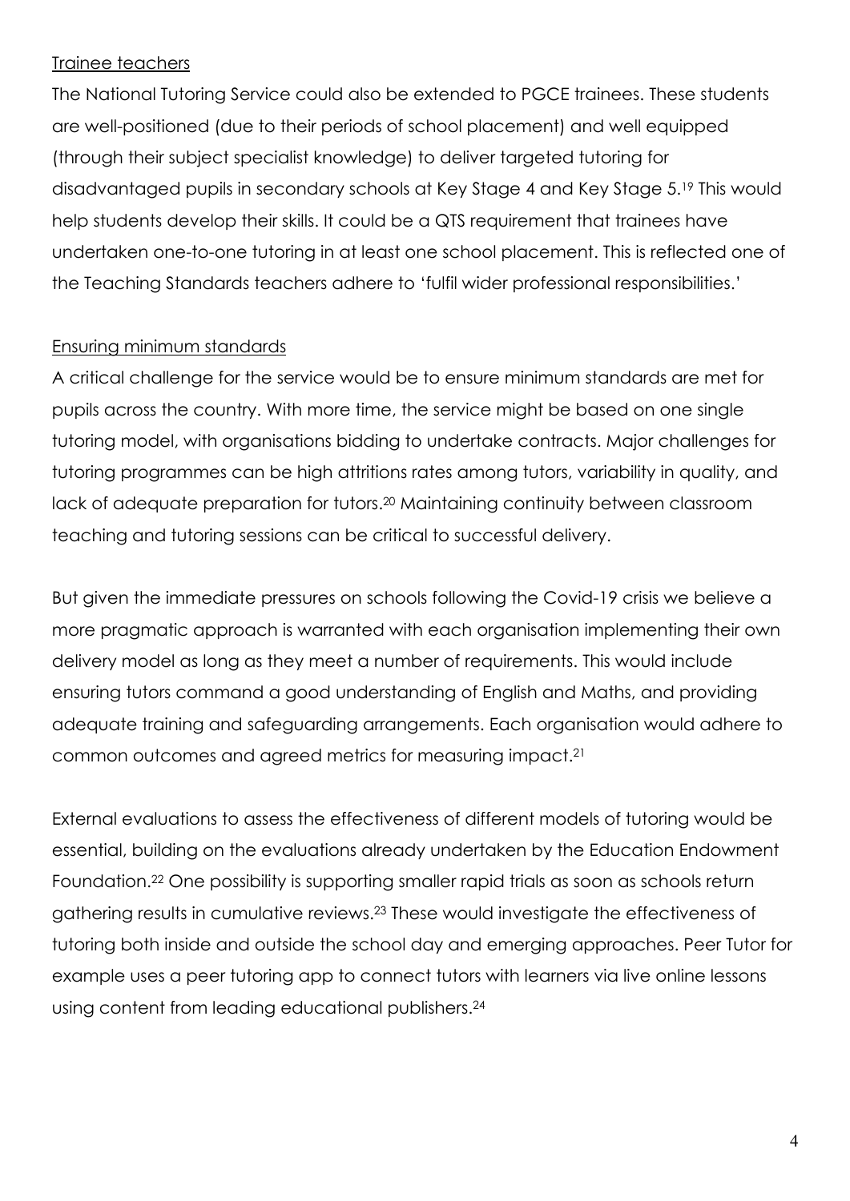<u>Trainee teachers</u>

The National Tutoring Service could also be extended to PGCE trainees. These students are well-positioned (due to their periods of school placement) and well equipped (through their subject specialist knowledge) to deliver targeted tutoring for disadvantaged pupils in secondary schools at Key Stage 4 and Key Stage 5.[19] This would help students develop their skills. It could be a QTS requirement that trainees have undertaken one-to-one tutoring in at least one school placement. This is reflected one of the Teaching Standards teachers adhere to 'fulfil wider professional responsibilities.'

<u>Ensuring minimum standards</u>

A critical challenge for the service would be to ensure minimum standards are met for pupils across the country. With more time, the service might be based on one single tutoring model, with organisations bidding to undertake contracts. Major challenges for tutoring programmes can be high attritions rates among tutors, variability in quality, and lack of adequate preparation for tutors.[20] Maintaining continuity between classroom teaching and tutoring sessions can be critical to successful delivery.

But given the immediate pressures on schools following the Covid-19 crisis we believe a more pragmatic approach is warranted with each organisation implementing their own delivery model as long as they meet a number of requirements. This would include ensuring tutors command a good understanding of English and Maths, and providing adequate training and safeguarding arrangements. Each organisation would adhere to common outcomes and agreed metrics for measuring impact.[21]

External evaluations to assess the effectiveness of different models of tutoring would be essential, building on the evaluations already undertaken by the Education Endowment Foundation.[22] One possibility is supporting smaller rapid trials as soon as schools return gathering results in cumulative reviews.[23] These would investigate the effectiveness of tutoring both inside and outside the school day and emerging approaches. Peer Tutor for example uses a peer tutoring app to connect tutors with learners via live online lessons using content from leading educational publishers.[24]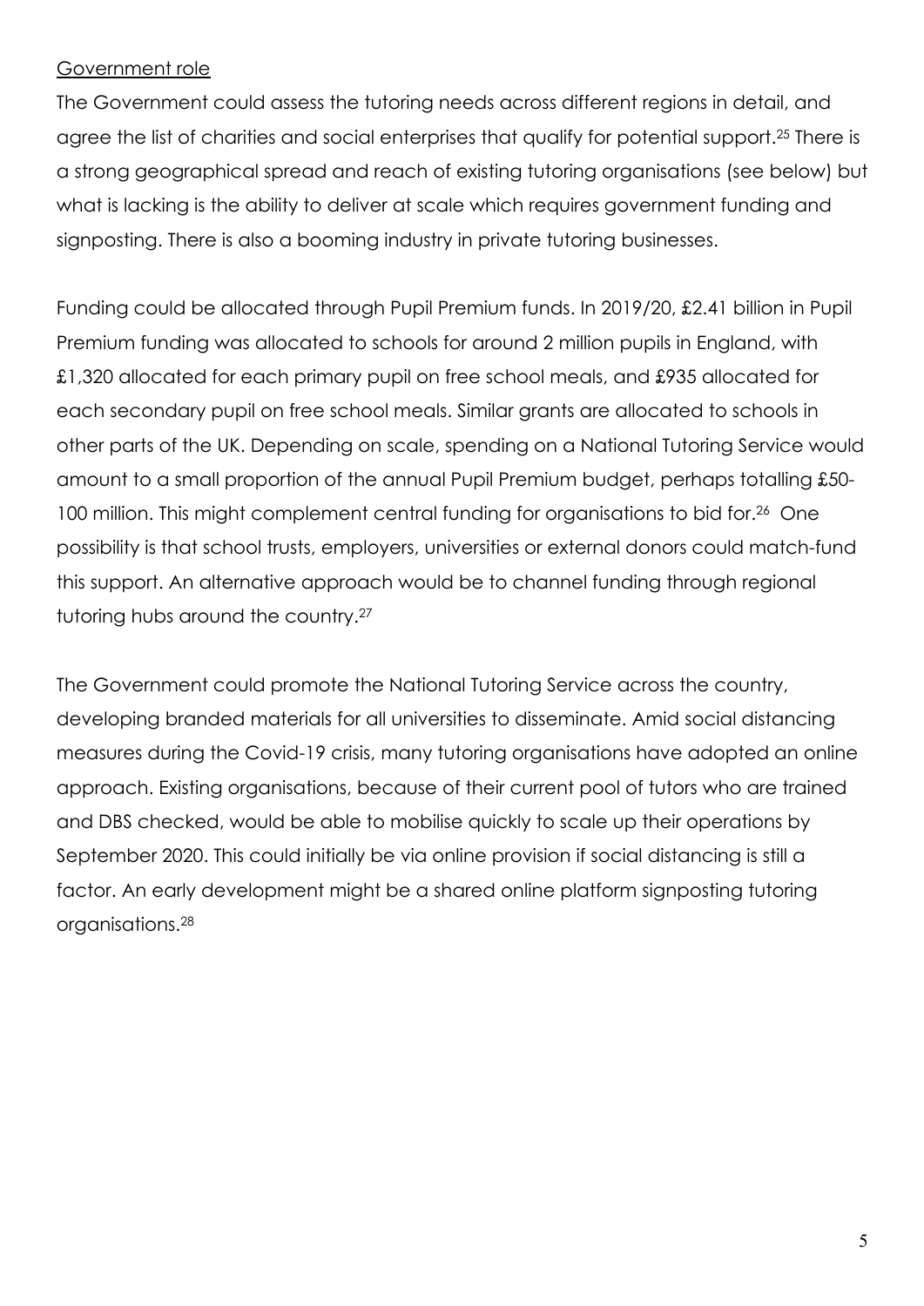Government role

The Government could assess the tutoring needs across different regions in detail, and agree the list of charities and social enterprises that qualify for potential support.[25] There is a strong geographical spread and reach of existing tutoring organisations (see below) but what is lacking is the ability to deliver at scale which requires government funding and signposting. There is also a booming industry in private tutoring businesses.

Funding could be allocated through Pupil Premium funds. In 2019/20, £2.41 billion in Pupil Premium funding was allocated to schools for around 2 million pupils in England, with £1,320 allocated for each primary pupil on free school meals, and £935 allocated for each secondary pupil on free school meals. Similar grants are allocated to schools in other parts of the UK. Depending on scale, spending on a National Tutoring Service would amount to a small proportion of the annual Pupil Premium budget, perhaps totalling £50-100 million. This might complement central funding for organisations to bid for.[26] One possibility is that school trusts, employers, universities or external donors could match-fund this support. An alternative approach would be to channel funding through regional tutoring hubs around the country.[27]

The Government could promote the National Tutoring Service across the country, developing branded materials for all universities to disseminate. Amid social distancing measures during the Covid-19 crisis, many tutoring organisations have adopted an online approach. Existing organisations, because of their current pool of tutors who are trained and DBS checked, would be able to mobilise quickly to scale up their operations by September 2020. This could initially be via online provision if social distancing is still a factor. An early development might be a shared online platform signposting tutoring organisations.[28]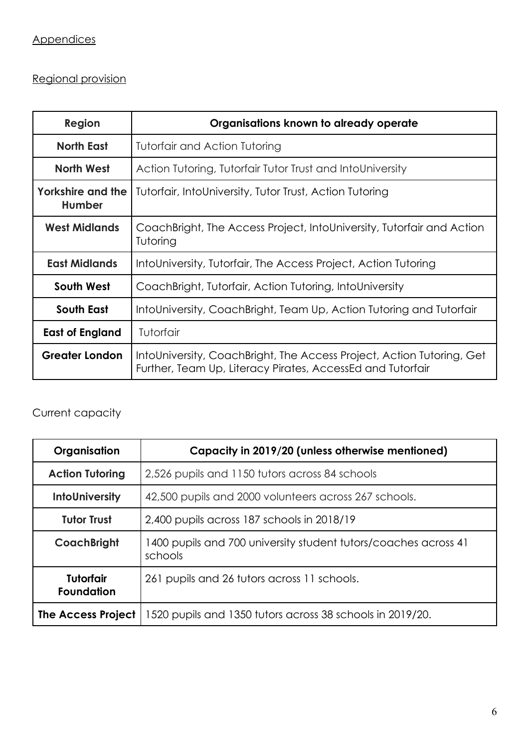## Appendices

### Regional provision

| Region | Organisations known to already operate |
|---|---|
| **North East** | Tutorfair and Action Tutoring |
| **North West** | Action Tutoring, Tutorfair Tutor Trust and IntoUniversity |
| **Yorkshire and the Humber** | Tutorfair, IntoUniversity, Tutor Trust, Action Tutoring |
| **West Midlands** | CoachBright, The Access Project, IntoUniversity, Tutorfair and Action Tutoring |
| **East Midlands** | IntoUniversity, Tutorfair, The Access Project, Action Tutoring |
| **South West** | CoachBright, Tutorfair, Action Tutoring, IntoUniversity |
| **South East** | IntoUniversity, CoachBright, Team Up, Action Tutoring and Tutorfair |
| **East of England** | Tutorfair |
| **Greater London** | IntoUniversity, CoachBright, The Access Project, Action Tutoring, Get Further, Team Up, Literacy Pirates, AccessEd and Tutorfair |

### Current capacity

| Organisation | Capacity in 2019/20 (unless otherwise mentioned) |
|---|---|
| **Action Tutoring** | 2,526 pupils and 1150 tutors across 84 schools |
| **IntoUniversity** | 42,500 pupils and 2000 volunteers across 267 schools. |
| **Tutor Trust** | 2,400 pupils across 187 schools in 2018/19 |
| **CoachBright** | 1400 pupils and 700 university student tutors/coaches across 41 schools |
| **Tutorfair Foundation** | 261 pupils and 26 tutors across 11 schools. |
| **The Access Project** | 1520 pupils and 1350 tutors across 38 schools in 2019/20. |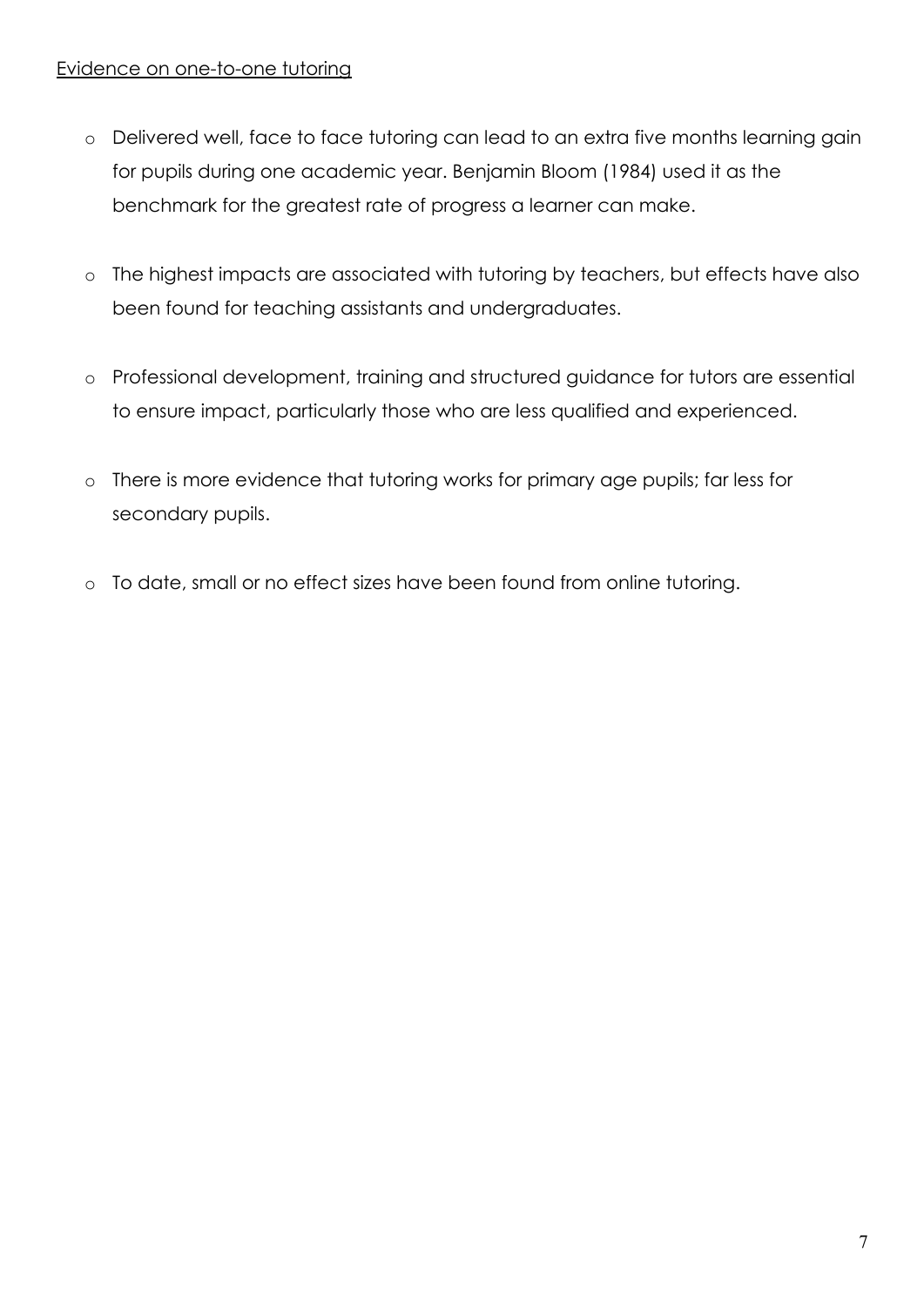Evidence on one-to-one tutoring

- Delivered well, face to face tutoring can lead to an extra five months learning gain for pupils during one academic year. Benjamin Bloom (1984) used it as the benchmark for the greatest rate of progress a learner can make.

- The highest impacts are associated with tutoring by teachers, but effects have also been found for teaching assistants and undergraduates.

- Professional development, training and structured guidance for tutors are essential to ensure impact, particularly those who are less qualified and experienced.

- There is more evidence that tutoring works for primary age pupils; far less for secondary pupils.

- To date, small or no effect sizes have been found from online tutoring.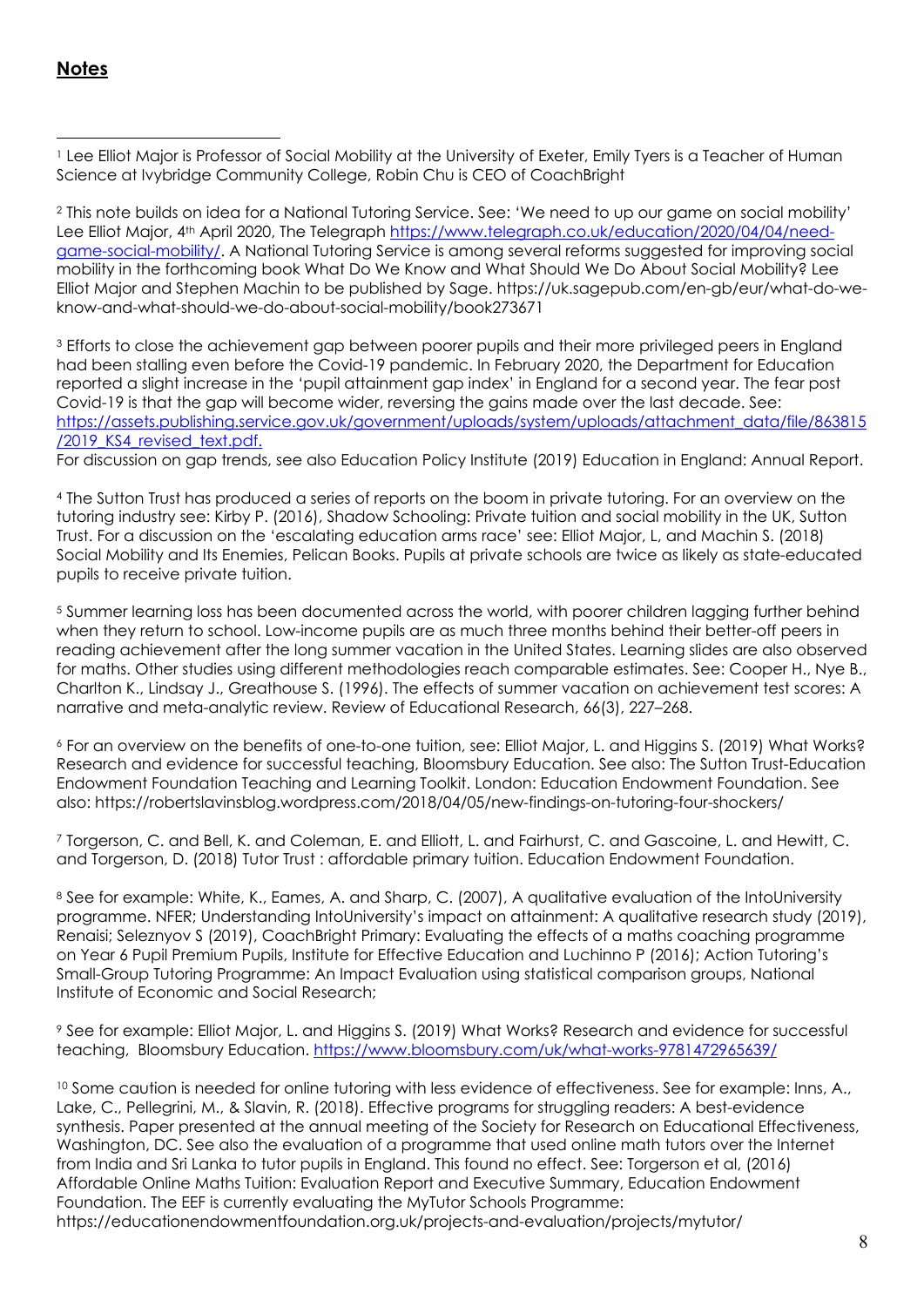## **Notes**

[1] Lee Elliot Major is Professor of Social Mobility at the University of Exeter, Emily Tyers is a Teacher of Human Science at Ivybridge Community College, Robin Chu is CEO of CoachBright

[2] This note builds on idea for a National Tutoring Service. See: 'We need to up our game on social mobility' Lee Elliot Major, 4th April 2020, The Telegraph https://www.telegraph.co.uk/education/2020/04/04/need-game-social-mobility/. A National Tutoring Service is among several reforms suggested for improving social mobility in the forthcoming book What Do We Know and What Should We Do About Social Mobility? Lee Elliot Major and Stephen Machin to be published by Sage. https://uk.sagepub.com/en-gb/eur/what-do-we-know-and-what-should-we-do-about-social-mobility/book273671

[3] Efforts to close the achievement gap between poorer pupils and their more privileged peers in England had been stalling even before the Covid-19 pandemic. In February 2020, the Department for Education reported a slight increase in the 'pupil attainment gap index' in England for a second year. The fear post Covid-19 is that the gap will become wider, reversing the gains made over the last decade. See: https://assets.publishing.service.gov.uk/government/uploads/system/uploads/attachment_data/file/863815/2019_KS4_revised_text.pdf.
For discussion on gap trends, see also Education Policy Institute (2019) Education in England: Annual Report.

[4] The Sutton Trust has produced a series of reports on the boom in private tutoring. For an overview on the tutoring industry see: Kirby P. (2016), Shadow Schooling: Private tuition and social mobility in the UK, Sutton Trust. For a discussion on the 'escalating education arms race' see: Elliot Major, L, and Machin S. (2018) Social Mobility and Its Enemies, Pelican Books. Pupils at private schools are twice as likely as state-educated pupils to receive private tuition.

[5] Summer learning loss has been documented across the world, with poorer children lagging further behind when they return to school. Low-income pupils are as much three months behind their better-off peers in reading achievement after the long summer vacation in the United States. Learning slides are also observed for maths. Other studies using different methodologies reach comparable estimates. See: Cooper H., Nye B., Charlton K., Lindsay J., Greathouse S. (1996). The effects of summer vacation on achievement test scores: A narrative and meta-analytic review. Review of Educational Research, 66(3), 227–268.

[6] For an overview on the benefits of one-to-one tuition, see: Elliot Major, L. and Higgins S. (2019) What Works? Research and evidence for successful teaching, Bloomsbury Education. See also: The Sutton Trust-Education Endowment Foundation Teaching and Learning Toolkit. London: Education Endowment Foundation. See also: https://robertslavinsblog.wordpress.com/2018/04/05/new-findings-on-tutoring-four-shockers/

[7] Torgerson, C. and Bell, K. and Coleman, E. and Elliott, L. and Fairhurst, C. and Gascoine, L. and Hewitt, C. and Torgerson, D. (2018) Tutor Trust : affordable primary tuition. Education Endowment Foundation.

[8] See for example: White, K., Eames, A. and Sharp, C. (2007), A qualitative evaluation of the IntoUniversity programme. NFER; Understanding IntoUniversity's impact on attainment: A qualitative research study (2019), Renaisi; Seleznyov S (2019), CoachBright Primary: Evaluating the effects of a maths coaching programme on Year 6 Pupil Premium Pupils, Institute for Effective Education and Luchinno P (2016); Action Tutoring's Small-Group Tutoring Programme: An Impact Evaluation using statistical comparison groups, National Institute of Economic and Social Research;

[9] See for example: Elliot Major, L. and Higgins S. (2019) What Works? Research and evidence for successful teaching, Bloomsbury Education. https://www.bloomsbury.com/uk/what-works-9781472965639/

[10] Some caution is needed for online tutoring with less evidence of effectiveness. See for example: Inns, A., Lake, C., Pellegrini, M., & Slavin, R. (2018). Effective programs for struggling readers: A best-evidence synthesis. Paper presented at the annual meeting of the Society for Research on Educational Effectiveness, Washington, DC. See also the evaluation of a programme that used online math tutors over the Internet from India and Sri Lanka to tutor pupils in England. This found no effect. See: Torgerson et al, (2016) Affordable Online Maths Tuition: Evaluation Report and Executive Summary, Education Endowment Foundation. The EEF is currently evaluating the MyTutor Schools Programme: https://educationendowmentfoundation.org.uk/projects-and-evaluation/projects/mytutor/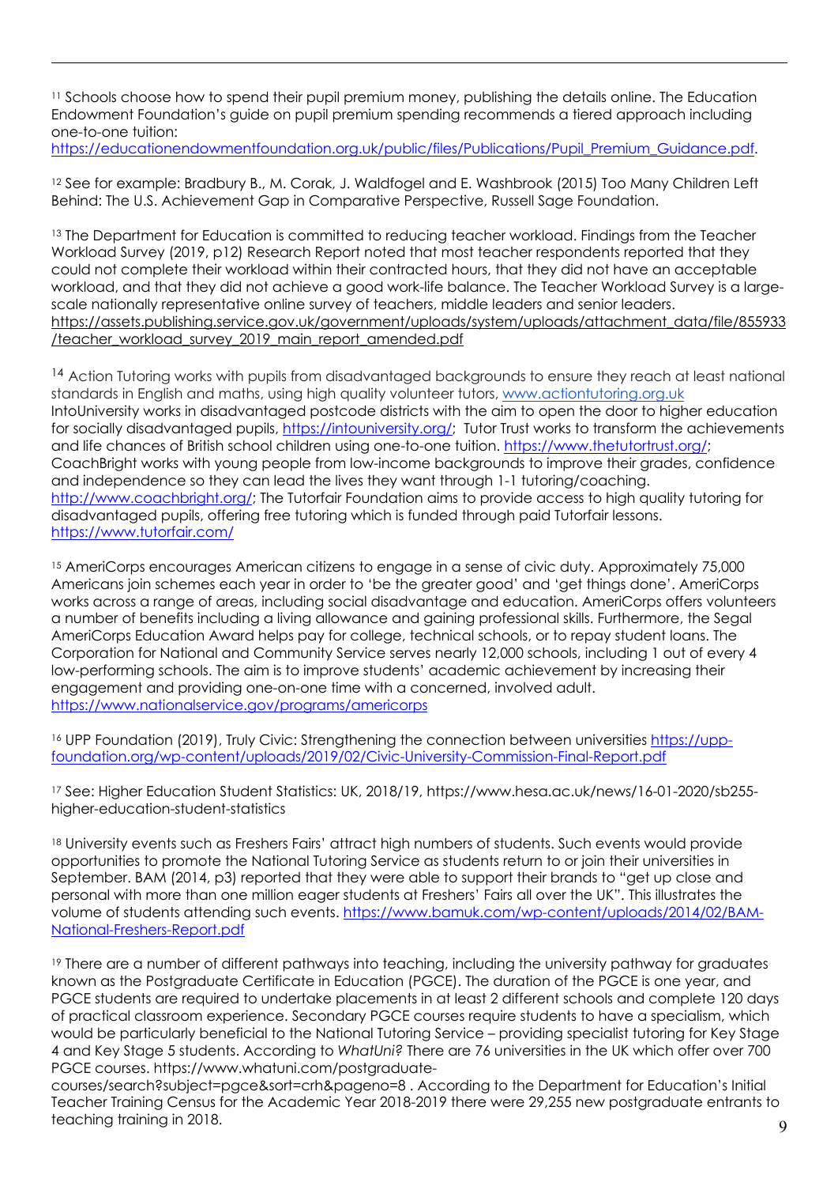[11] Schools choose how to spend their pupil premium money, publishing the details online. The Education Endowment Foundation's guide on pupil premium spending recommends a tiered approach including one-to-one tuition: https://educationendowmentfoundation.org.uk/public/files/Publications/Pupil_Premium_Guidance.pdf.

[12] See for example: Bradbury B., M. Corak, J. Waldfogel and E. Washbrook (2015) Too Many Children Left Behind: The U.S. Achievement Gap in Comparative Perspective, Russell Sage Foundation.

[13] The Department for Education is committed to reducing teacher workload. Findings from the Teacher Workload Survey (2019, p12) Research Report noted that most teacher respondents reported that they could not complete their workload within their contracted hours, that they did not have an acceptable workload, and that they did not achieve a good work-life balance. The Teacher Workload Survey is a large-scale nationally representative online survey of teachers, middle leaders and senior leaders. https://assets.publishing.service.gov.uk/government/uploads/system/uploads/attachment_data/file/855933/teacher_workload_survey_2019_main_report_amended.pdf

[14] Action Tutoring works with pupils from disadvantaged backgrounds to ensure they reach at least national standards in English and maths, using high quality volunteer tutors, www.actiontutoring.org.uk IntoUniversity works in disadvantaged postcode districts with the aim to open the door to higher education for socially disadvantaged pupils, https://intouniversity.org/; Tutor Trust works to transform the achievements and life chances of British school children using one-to-one tuition. https://www.thetutortrust.org/; CoachBright works with young people from low-income backgrounds to improve their grades, confidence and independence so they can lead the lives they want through 1-1 tutoring/coaching. http://www.coachbright.org/; The Tutorfair Foundation aims to provide access to high quality tutoring for disadvantaged pupils, offering free tutoring which is funded through paid Tutorfair lessons. https://www.tutorfair.com/

[15] AmeriCorps encourages American citizens to engage in a sense of civic duty. Approximately 75,000 Americans join schemes each year in order to 'be the greater good' and 'get things done'. AmeriCorps works across a range of areas, including social disadvantage and education. AmeriCorps offers volunteers a number of benefits including a living allowance and gaining professional skills. Furthermore, the Segal AmeriCorps Education Award helps pay for college, technical schools, or to repay student loans. The Corporation for National and Community Service serves nearly 12,000 schools, including 1 out of every 4 low-performing schools. The aim is to improve students' academic achievement by increasing their engagement and providing one-on-one time with a concerned, involved adult. https://www.nationalservice.gov/programs/americorps

[16] UPP Foundation (2019), Truly Civic: Strengthening the connection between universities https://upp-foundation.org/wp-content/uploads/2019/02/Civic-University-Commission-Final-Report.pdf

[17] See: Higher Education Student Statistics: UK, 2018/19, https://www.hesa.ac.uk/news/16-01-2020/sb255-higher-education-student-statistics

[18] University events such as Freshers Fairs' attract high numbers of students. Such events would provide opportunities to promote the National Tutoring Service as students return to or join their universities in September. BAM (2014, p3) reported that they were able to support their brands to "get up close and personal with more than one million eager students at Freshers' Fairs all over the UK". This illustrates the volume of students attending such events. https://www.bamuk.com/wp-content/uploads/2014/02/BAM-National-Freshers-Report.pdf

[19] There are a number of different pathways into teaching, including the university pathway for graduates known as the Postgraduate Certificate in Education (PGCE). The duration of the PGCE is one year, and PGCE students are required to undertake placements in at least 2 different schools and complete 120 days of practical classroom experience. Secondary PGCE courses require students to have a specialism, which would be particularly beneficial to the National Tutoring Service – providing specialist tutoring for Key Stage 4 and Key Stage 5 students. According to *WhatUni?* There are 76 universities in the UK which offer over 700 PGCE courses. https://www.whatuni.com/postgraduate-courses/search?subject=pgce&sort=crh&pageno=8 . According to the Department for Education's Initial Teacher Training Census for the Academic Year 2018-2019 there were 29,255 new postgraduate entrants to teaching training in 2018.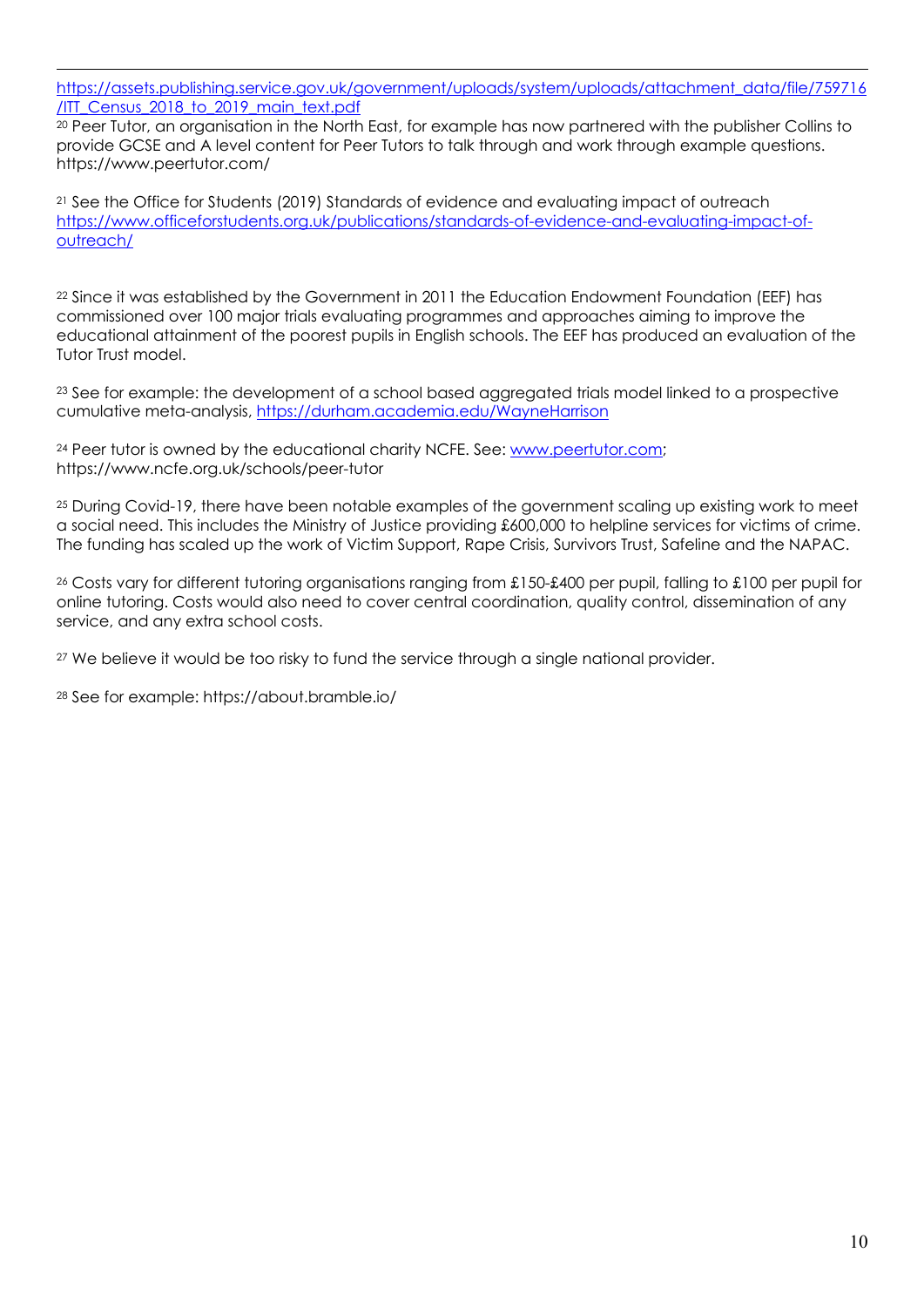https://assets.publishing.service.gov.uk/government/uploads/system/uploads/attachment_data/file/759716/ITT_Census_2018_to_2019_main_text.pdf

[20] Peer Tutor, an organisation in the North East, for example has now partnered with the publisher Collins to provide GCSE and A level content for Peer Tutors to talk through and work through example questions. https://www.peertutor.com/

[21] See the Office for Students (2019) Standards of evidence and evaluating impact of outreach https://www.officeforstudents.org.uk/publications/standards-of-evidence-and-evaluating-impact-of-outreach/

[22] Since it was established by the Government in 2011 the Education Endowment Foundation (EEF) has commissioned over 100 major trials evaluating programmes and approaches aiming to improve the educational attainment of the poorest pupils in English schools. The EEF has produced an evaluation of the Tutor Trust model.

[23] See for example: the development of a school based aggregated trials model linked to a prospective cumulative meta-analysis, https://durham.academia.edu/WayneHarrison

[24] Peer tutor is owned by the educational charity NCFE. See: www.peertutor.com; https://www.ncfe.org.uk/schools/peer-tutor

[25] During Covid-19, there have been notable examples of the government scaling up existing work to meet a social need. This includes the Ministry of Justice providing £600,000 to helpline services for victims of crime. The funding has scaled up the work of Victim Support, Rape Crisis, Survivors Trust, Safeline and the NAPAC.

[26] Costs vary for different tutoring organisations ranging from £150-£400 per pupil, falling to £100 per pupil for online tutoring. Costs would also need to cover central coordination, quality control, dissemination of any service, and any extra school costs.

[27] We believe it would be too risky to fund the service through a single national provider.

[28] See for example: https://about.bramble.io/